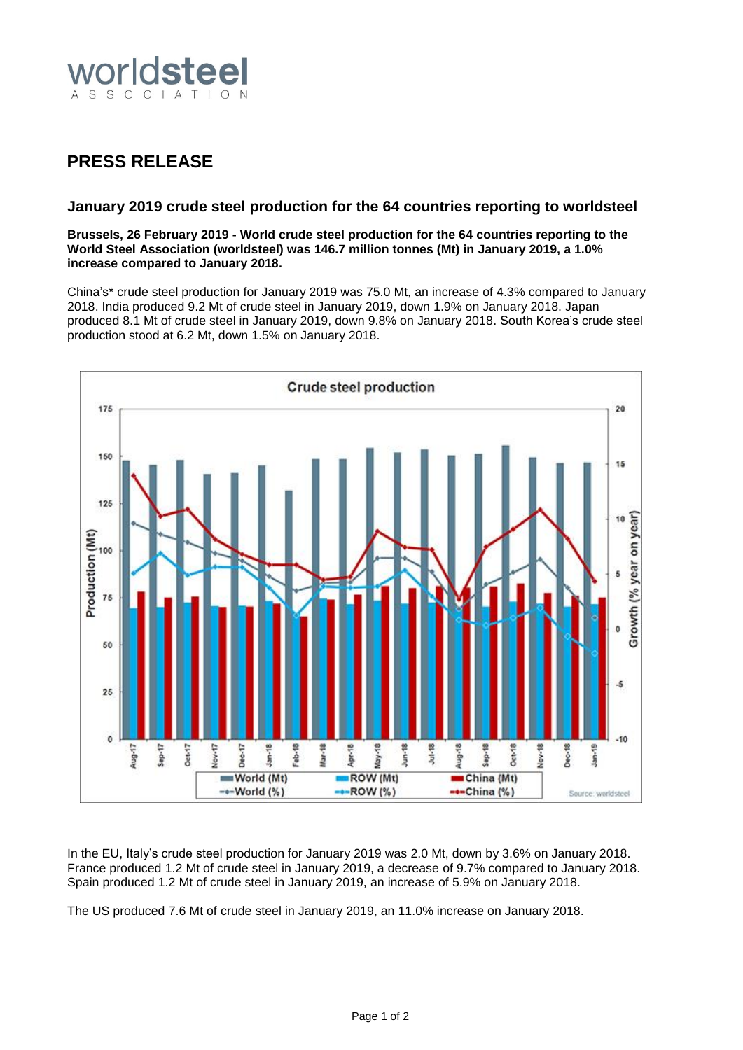worldsteel
ASSOCIATION

# PRESS RELEASE

## January 2019 crude steel production for the 64 countries reporting to worldsteel

**Brussels, 26 February 2019 - World crude steel production for the 64 countries reporting to the World Steel Association (worldsteel) was 146.7 million tonnes (Mt) in January 2019, a 1.0% increase compared to January 2018.**

China's* crude steel production for January 2019 was 75.0 Mt, an increase of 4.3% compared to January 2018. India produced 9.2 Mt of crude steel in January 2019, down 1.9% on January 2018. Japan produced 8.1 Mt of crude steel in January 2019, down 9.8% on January 2018. South Korea's crude steel production stood at 6.2 Mt, down 1.5% on January 2018.

In the EU, Italy's crude steel production for January 2019 was 2.0 Mt, down by 3.6% on January 2018. France produced 1.2 Mt of crude steel in January 2019, a decrease of 9.7% compared to January 2018. Spain produced 1.2 Mt of crude steel in January 2019, an increase of 5.9% on January 2018.

The US produced 7.6 Mt of crude steel in January 2019, an 11.0% increase on January 2018.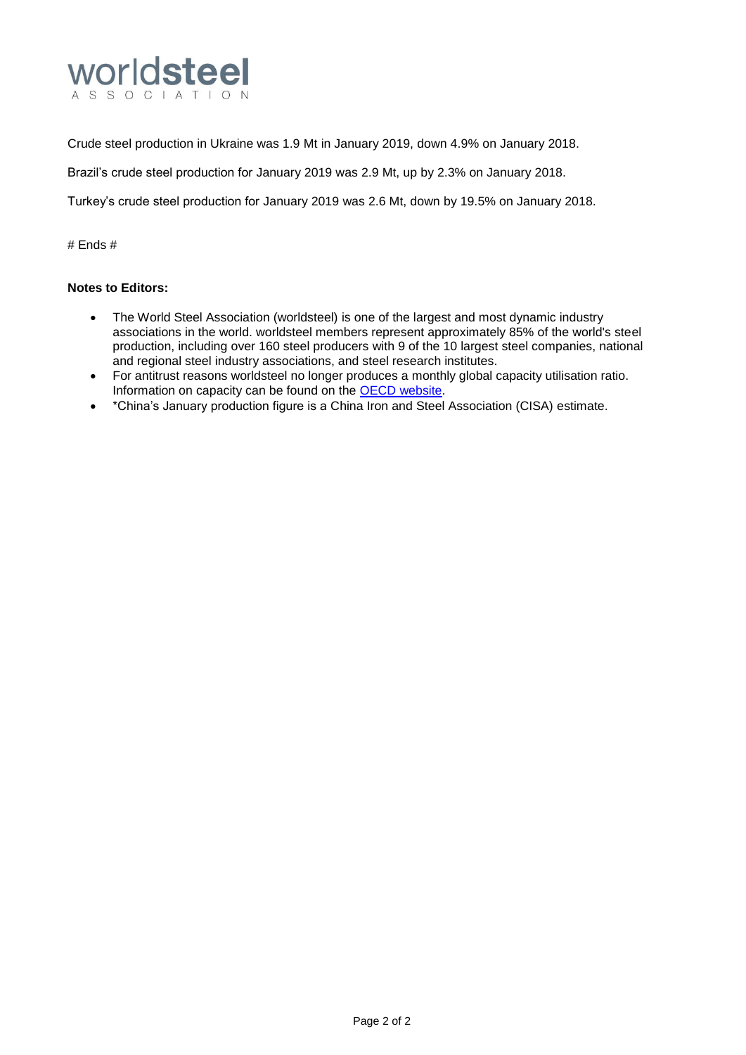Crude steel production in Ukraine was 1.9 Mt in January 2019, down 4.9% on January 2018.

Brazil's crude steel production for January 2019 was 2.9 Mt, up by 2.3% on January 2018.

Turkey's crude steel production for January 2019 was 2.6 Mt, down by 19.5% on January 2018.

# Ends #

**Notes to Editors:**

- The World Steel Association (worldsteel) is one of the largest and most dynamic industry associations in the world. worldsteel members represent approximately 85% of the world's steel production, including over 160 steel producers with 9 of the 10 largest steel companies, national and regional steel industry associations, and steel research institutes.
- For antitrust reasons worldsteel no longer produces a monthly global capacity utilisation ratio. Information on capacity can be found on the [OECD website](OECD website).
- *China's January production figure is a China Iron and Steel Association (CISA) estimate.